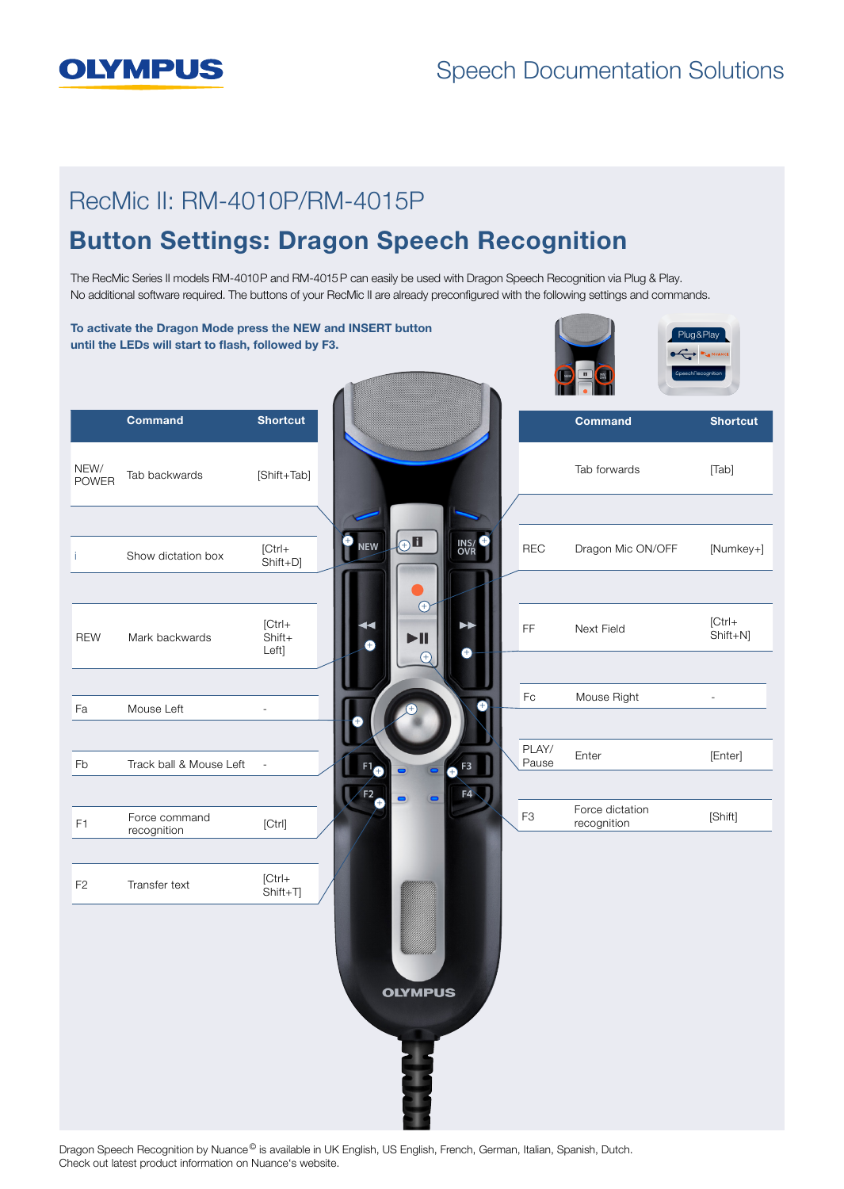**OLYMPUS**

Speech Documentation Solutions

# RecMic II: RM-4010P/RM-4015P

## Button Settings: Dragon Speech Recognition

The RecMic Series II models RM-4010P and RM-4015P can easily be used with Dragon Speech Recognition via Plug & Play.
No additional software required. The buttons of your RecMic II are already preconfigured with the following settings and commands.

**To activate the Dragon Mode press the NEW and INSERT button until the LEDs will start to flash, followed by F3.**

| Button | Command | Shortcut |
|---|---|---|
| NEW/ POWER | Tab backwards | [Shift+Tab] |
| i | Show dictation box | [Ctrl+ Shift+D] |
| REW | Mark backwards | [Ctrl+ Shift+ Left] |
| Fa | Mouse Left | - |
| Fb | Track ball & Mouse Left | - |
| F1 | Force command recognition | [Ctrl] |
| F2 | Transfer text | [Ctrl+ Shift+T] |

| Button | Command | Shortcut |
|---|---|---|
| | Tab forwards | [Tab] |
| REC | Dragon Mic ON/OFF | [Numkey+] |
| FF | Next Field | [Ctrl+ Shift+N] |
| Fc | Mouse Right | - |
| PLAY/ Pause | Enter | [Enter] |
| F3 | Force dictation recognition | [Shift] |

Dragon Speech Recognition by Nuance© is available in UK English, US English, French, German, Italian, Spanish, Dutch.
Check out latest product information on Nuance's website.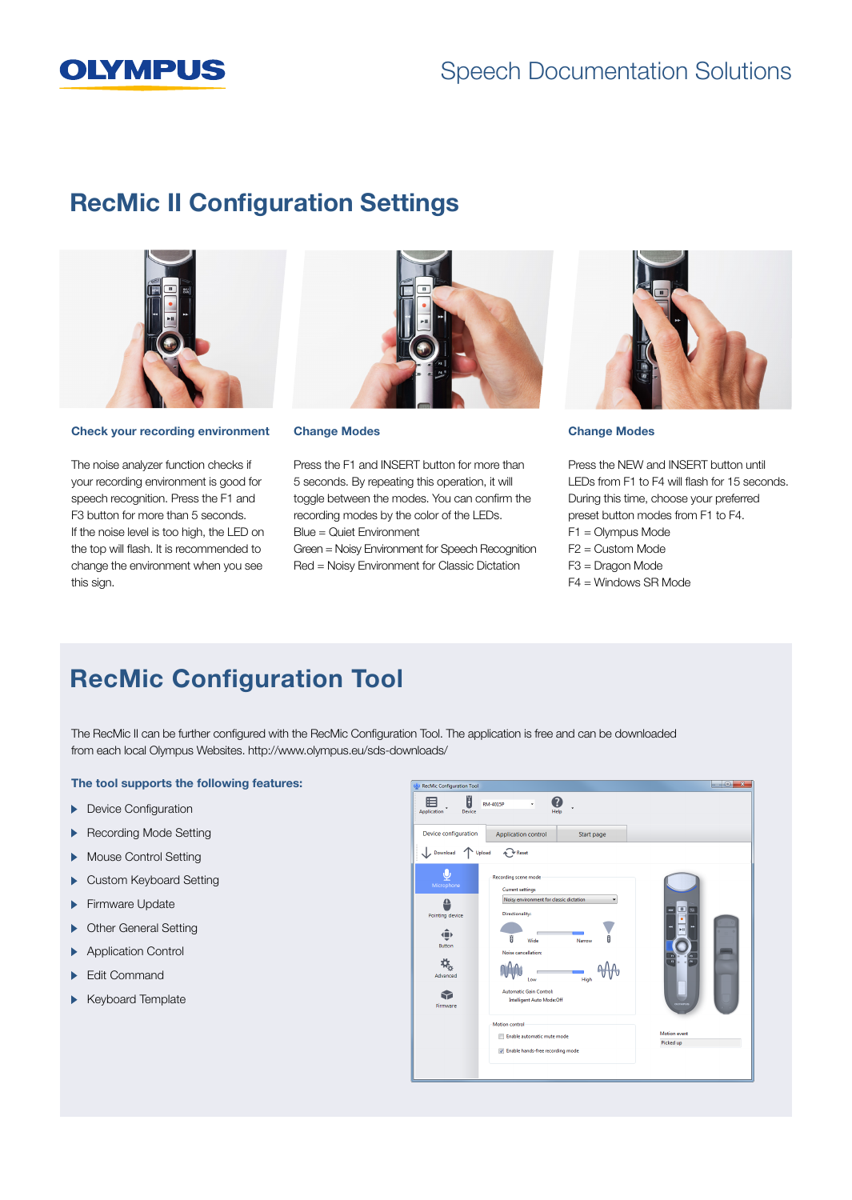# RecMic II Configuration Settings

### Check your recording environment

The noise analyzer function checks if your recording environment is good for speech recognition. Press the F1 and F3 button for more than 5 seconds.
If the noise level is too high, the LED on the top will flash. It is recommended to change the environment when you see this sign.

### Change Modes

Press the F1 and INSERT button for more than 5 seconds. By repeating this operation, it will toggle between the modes. You can confirm the recording modes by the color of the LEDs.
Blue = Quiet Environment
Green = Noisy Environment for Speech Recognition
Red = Noisy Environment for Classic Dictation

### Change Modes

Press the NEW and INSERT button until LEDs from F1 to F4 will flash for 15 seconds. During this time, choose your preferred preset button modes from F1 to F4.
F1 = Olympus Mode
F2 = Custom Mode
F3 = Dragon Mode
F4 = Windows SR Mode

# RecMic Configuration Tool

The RecMic II can be further configured with the RecMic Configuration Tool. The application is free and can be downloaded from each local Olympus Websites. http://www.olympus.eu/sds-downloads/

**The tool supports the following features:**

- Device Configuration
- Recording Mode Setting
- Mouse Control Setting
- Custom Keyboard Setting
- Firmware Update
- Other General Setting
- Application Control
- Edit Command
- Keyboard Template